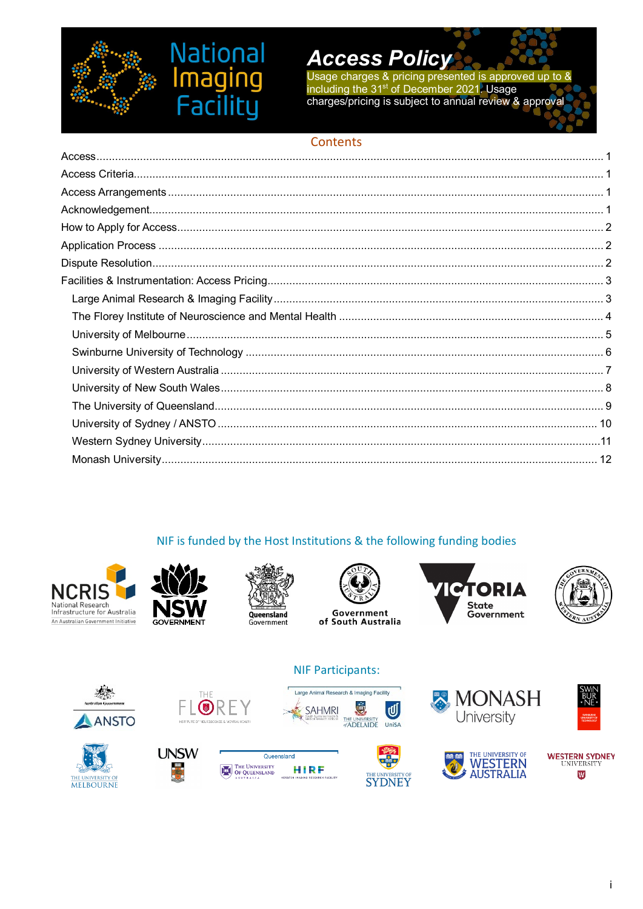# National Imaging Facility

## *Access Policy*

Usage charges & pricing presented is approved up to & including the 31st of December 2021. Usage charges/pricing is subject to annual review & approval

## Contents

Access ........................................................................................................ 1
Access Criteria ........................................................................................................ 1
Access Arrangements ........................................................................................................ 1
Acknowledgement ........................................................................................................ 1
How to Apply for Access ........................................................................................................ 2
Application Process ........................................................................................................ 2
Dispute Resolution ........................................................................................................ 2
Facilities & Instrumentation: Access Pricing ........................................................................................................ 3
- Large Animal Research & Imaging Facility ........................................................................................................ 3
- The Florey Institute of Neuroscience and Mental Health ........................................................................................................ 4
- University of Melbourne ........................................................................................................ 5
- Swinburne University of Technology ........................................................................................................ 6
- University of Western Australia ........................................................................................................ 7
- University of New South Wales ........................................................................................................ 8
- The University of Queensland ........................................................................................................ 9
- University of Sydney / ANSTO ........................................................................................................ 10
- Western Sydney University ........................................................................................................ 11
- Monash University ........................................................................................................ 12

NIF is funded by the Host Institutions & the following funding bodies

NCRIS National Research Infrastructure for Australia – An Australian Government Initiative; NSW Government; Queensland Government; Government of South Australia; Victoria State Government; The Government of Western Australia

NIF Participants:

Australian Government ANSTO; The Florey Institute of Neuroscience & Mental Health; Large Animal Research & Imaging Facility (SAHMRI, The University of Adelaide, UniSA); Monash University; Swinburne University of Technology; The University of Melbourne; UNSW; Queensland (The University of Queensland, HIRF Herston Imaging Research Facility); The University of Sydney; The University of Western Australia; Western Sydney University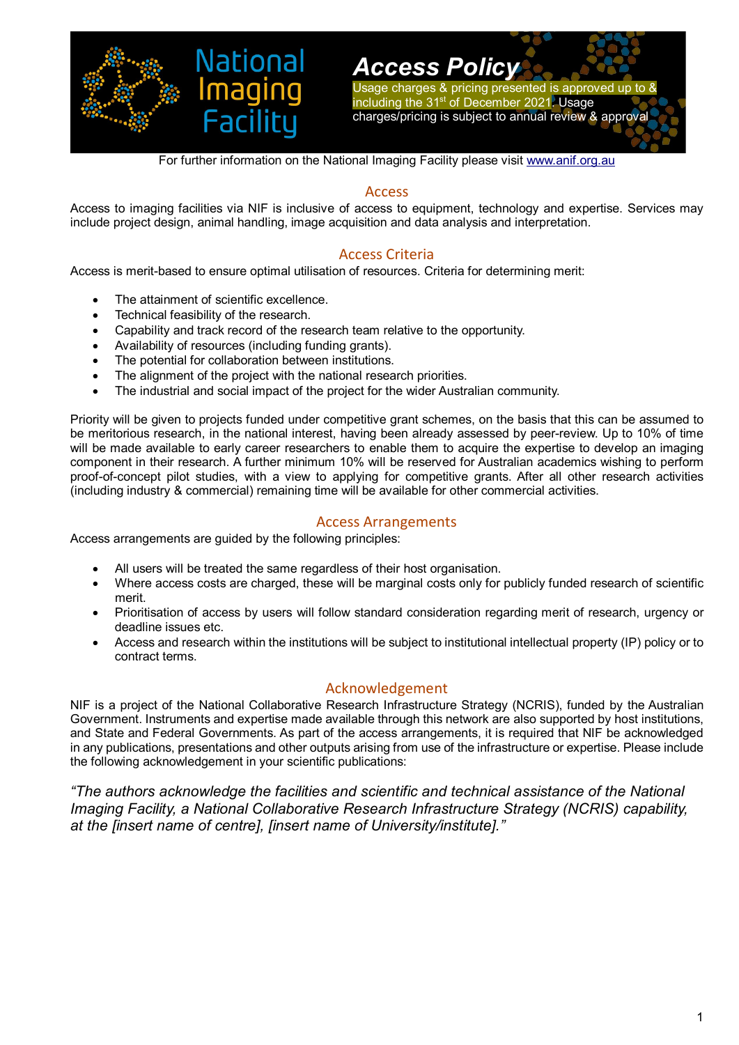National Imaging Facility

# Access Policy

Usage charges & pricing presented is approved up to & including the 31st of December 2021. Usage charges/pricing is subject to annual review & approval

For further information on the National Imaging Facility please visit www.anif.org.au

## Access

Access to imaging facilities via NIF is inclusive of access to equipment, technology and expertise. Services may include project design, animal handling, image acquisition and data analysis and interpretation.

## Access Criteria

Access is merit-based to ensure optimal utilisation of resources. Criteria for determining merit:

- The attainment of scientific excellence.
- Technical feasibility of the research.
- Capability and track record of the research team relative to the opportunity.
- Availability of resources (including funding grants).
- The potential for collaboration between institutions.
- The alignment of the project with the national research priorities.
- The industrial and social impact of the project for the wider Australian community.

Priority will be given to projects funded under competitive grant schemes, on the basis that this can be assumed to be meritorious research, in the national interest, having been already assessed by peer-review. Up to 10% of time will be made available to early career researchers to enable them to acquire the expertise to develop an imaging component in their research. A further minimum 10% will be reserved for Australian academics wishing to perform proof-of-concept pilot studies, with a view to applying for competitive grants. After all other research activities (including industry & commercial) remaining time will be available for other commercial activities.

## Access Arrangements

Access arrangements are guided by the following principles:

- All users will be treated the same regardless of their host organisation.
- Where access costs are charged, these will be marginal costs only for publicly funded research of scientific merit.
- Prioritisation of access by users will follow standard consideration regarding merit of research, urgency or deadline issues etc.
- Access and research within the institutions will be subject to institutional intellectual property (IP) policy or to contract terms.

## Acknowledgement

NIF is a project of the National Collaborative Research Infrastructure Strategy (NCRIS), funded by the Australian Government. Instruments and expertise made available through this network are also supported by host institutions, and State and Federal Governments. As part of the access arrangements, it is required that NIF be acknowledged in any publications, presentations and other outputs arising from use of the infrastructure or expertise. Please include the following acknowledgement in your scientific publications:

*"The authors acknowledge the facilities and scientific and technical assistance of the National Imaging Facility, a National Collaborative Research Infrastructure Strategy (NCRIS) capability, at the [insert name of centre], [insert name of University/institute]."*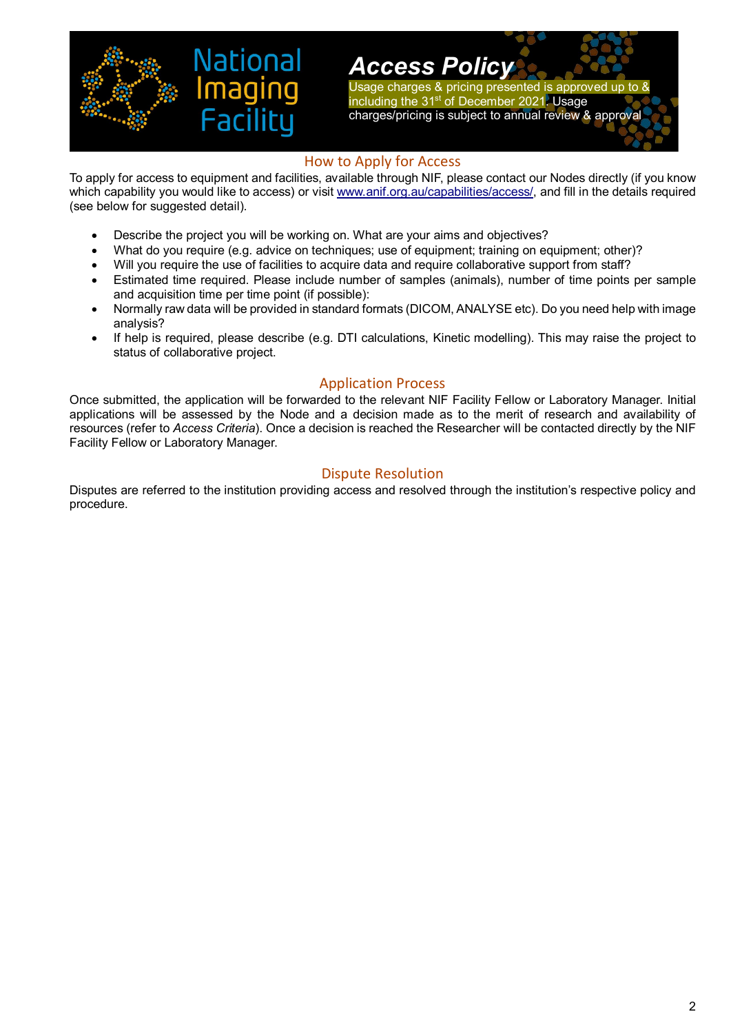# National Imaging Facility

## *Access Policy*

Usage charges & pricing presented is approved up to & including the 31st of December 2021. Usage charges/pricing is subject to annual review & approval

## How to Apply for Access

To apply for access to equipment and facilities, available through NIF, please contact our Nodes directly (if you know which capability you would like to access) or visit www.anif.org.au/capabilities/access/, and fill in the details required (see below for suggested detail).

- Describe the project you will be working on. What are your aims and objectives?
- What do you require (e.g. advice on techniques; use of equipment; training on equipment; other)?
- Will you require the use of facilities to acquire data and require collaborative support from staff?
- Estimated time required. Please include number of samples (animals), number of time points per sample and acquisition time per time point (if possible):
- Normally raw data will be provided in standard formats (DICOM, ANALYSE etc). Do you need help with image analysis?
- If help is required, please describe (e.g. DTI calculations, Kinetic modelling). This may raise the project to status of collaborative project.

## Application Process

Once submitted, the application will be forwarded to the relevant NIF Facility Fellow or Laboratory Manager. Initial applications will be assessed by the Node and a decision made as to the merit of research and availability of resources (refer to *Access Criteria*). Once a decision is reached the Researcher will be contacted directly by the NIF Facility Fellow or Laboratory Manager.

## Dispute Resolution

Disputes are referred to the institution providing access and resolved through the institution's respective policy and procedure.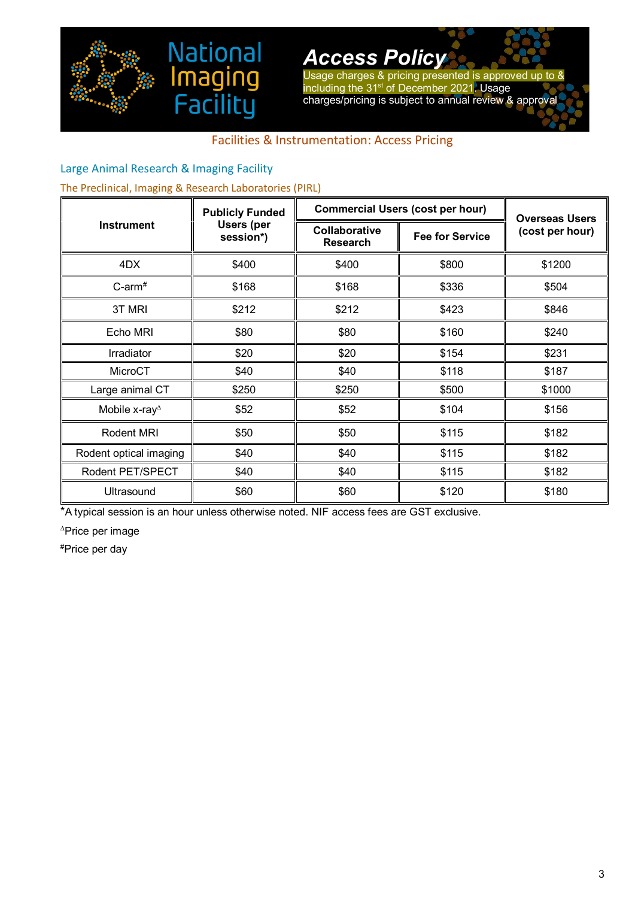National Imaging Facility

## Access Policy

Usage charges & pricing presented is approved up to & including the 31st of December 2021. Usage charges/pricing is subject to annual review & approval

### Facilities & Instrumentation: Access Pricing

### Large Animal Research & Imaging Facility

#### The Preclinical, Imaging & Research Laboratories (PIRL)

| Instrument | Publicly Funded Users (per session*) | Commercial Users (cost per hour) | | Overseas Users (cost per hour) |
|---|---|---|---|---|
| | | Collaborative Research | Fee for Service | |
| 4DX | $400 | $400 | $800 | $1200 |
| C-arm# | $168 | $168 | $336 | $504 |
| 3T MRI | $212 | $212 | $423 | $846 |
| Echo MRI | $80 | $80 | $160 | $240 |
| Irradiator | $20 | $20 | $154 | $231 |
| MicroCT | $40 | $40 | $118 | $187 |
| Large animal CT | $250 | $250 | $500 | $1000 |
| Mobile x-ray$^{\Delta}$ | $52 | $52 | $104 | $156 |
| Rodent MRI | $50 | $50 | $115 | $182 |
| Rodent optical imaging | $40 | $40 | $115 | $182 |
| Rodent PET/SPECT | $40 | $40 | $115 | $182 |
| Ultrasound | $60 | $60 | $120 | $180 |

*A typical session is an hour unless otherwise noted. NIF access fees are GST exclusive.

$^{\Delta}$Price per image

#Price per day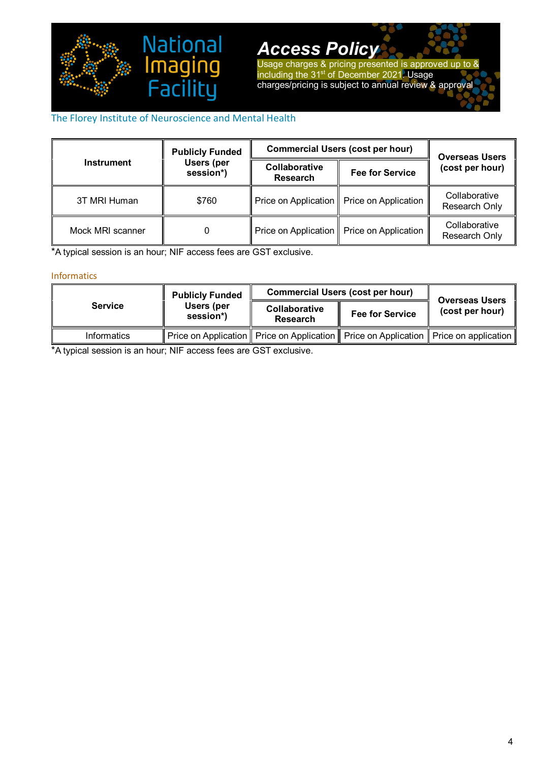# National Imaging Facility

## Access Policy

Usage charges & pricing presented is approved up to & including the 31st of December 2021. Usage charges/pricing is subject to annual review & approval

The Florey Institute of Neuroscience and Mental Health

| Instrument | Publicly Funded Users (per session*) | Commercial Users (cost per hour) | | Overseas Users (cost per hour) |
|---|---|---|---|---|
| | | Collaborative Research | Fee for Service | |
| 3T MRI Human | $760 | Price on Application | Price on Application | Collaborative Research Only |
| Mock MRI scanner | 0 | Price on Application | Price on Application | Collaborative Research Only |

*A typical session is an hour; NIF access fees are GST exclusive.

### Informatics

| Service | Publicly Funded Users (per session*) | Commercial Users (cost per hour) | | Overseas Users (cost per hour) |
|---|---|---|---|---|
| | | Collaborative Research | Fee for Service | |
| Informatics | Price on Application | Price on Application | Price on Application | Price on application |

*A typical session is an hour; NIF access fees are GST exclusive.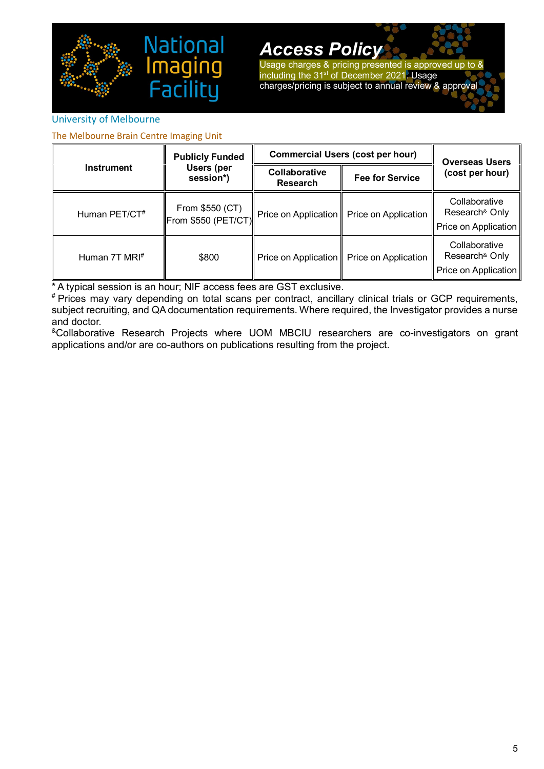# National Imaging Facility

## Access Policy

Usage charges & pricing presented is approved up to & including the 31st of December 2021. Usage charges/pricing is subject to annual review & approval

University of Melbourne

The Melbourne Brain Centre Imaging Unit

| Instrument | Publicly Funded Users (per session*) | Commercial Users (cost per hour) | | Overseas Users (cost per hour) |
|---|---|---|---|---|
| | | Collaborative Research | Fee for Service | |
| Human PET/CT# | From $550 (CT) From $550 (PET/CT) | Price on Application | Price on Application | Collaborative Research& Only Price on Application |
| Human 7T MRI# | $800 | Price on Application | Price on Application | Collaborative Research& Only Price on Application |

* A typical session is an hour; NIF access fees are GST exclusive.

# Prices may vary depending on total scans per contract, ancillary clinical trials or GCP requirements, subject recruiting, and QA documentation requirements. Where required, the Investigator provides a nurse and doctor.

&Collaborative Research Projects where UOM MBCIU researchers are co-investigators on grant applications and/or are co-authors on publications resulting from the project.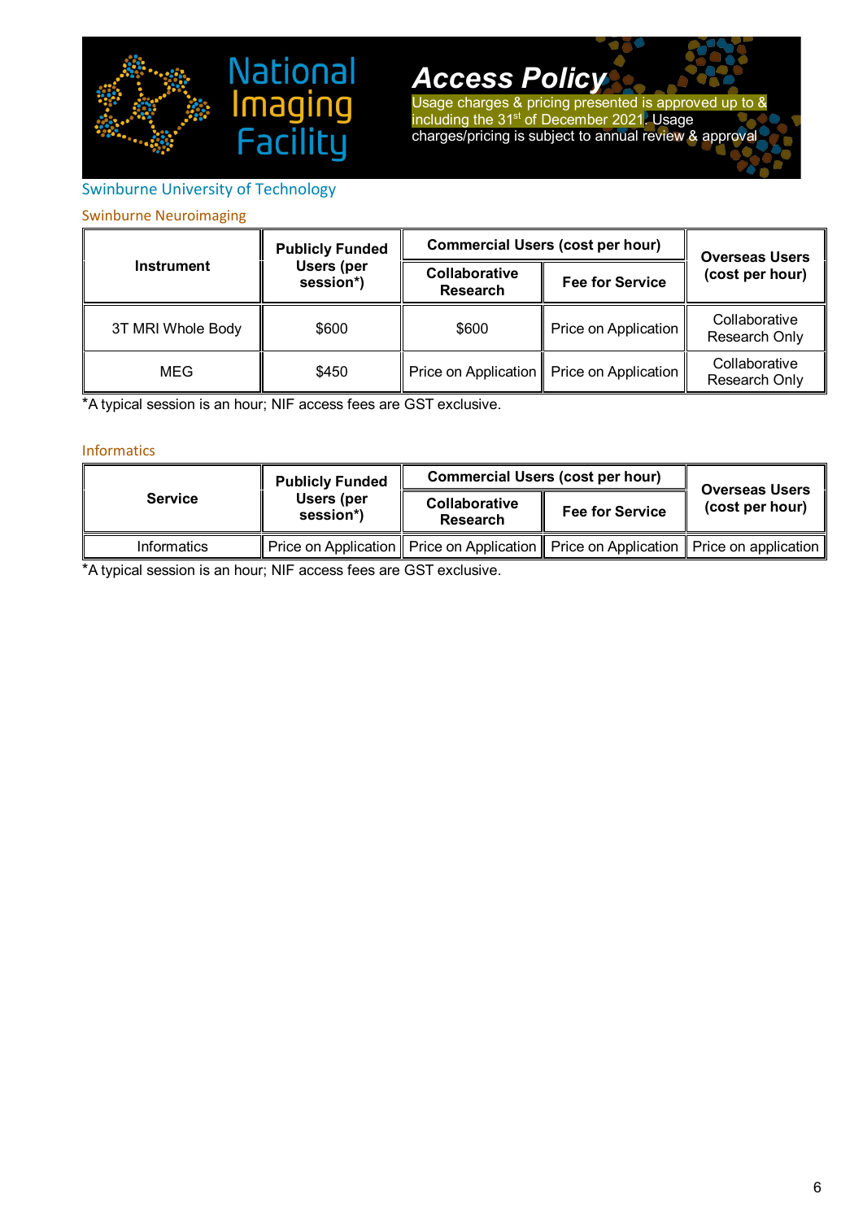# National Imaging Facility

## Access Policy

Usage charges & pricing presented is approved up to & including the 31st of December 2021. Usage charges/pricing is subject to annual review & approval

## Swinburne University of Technology

### Swinburne Neuroimaging

| Instrument | Publicly Funded Users (per session*) | Commercial Users (cost per hour) | | Overseas Users (cost per hour) |
|---|---|---|---|---|
| | | Collaborative Research | Fee for Service | |
| 3T MRI Whole Body | $600 | $600 | Price on Application | Collaborative Research Only |
| MEG | $450 | Price on Application | Price on Application | Collaborative Research Only |

*A typical session is an hour; NIF access fees are GST exclusive.

### Informatics

| Service | Publicly Funded Users (per session*) | Commercial Users (cost per hour) | | Overseas Users (cost per hour) |
|---|---|---|---|---|
| | | Collaborative Research | Fee for Service | |
| Informatics | Price on Application | Price on Application | Price on Application | Price on application |

*A typical session is an hour; NIF access fees are GST exclusive.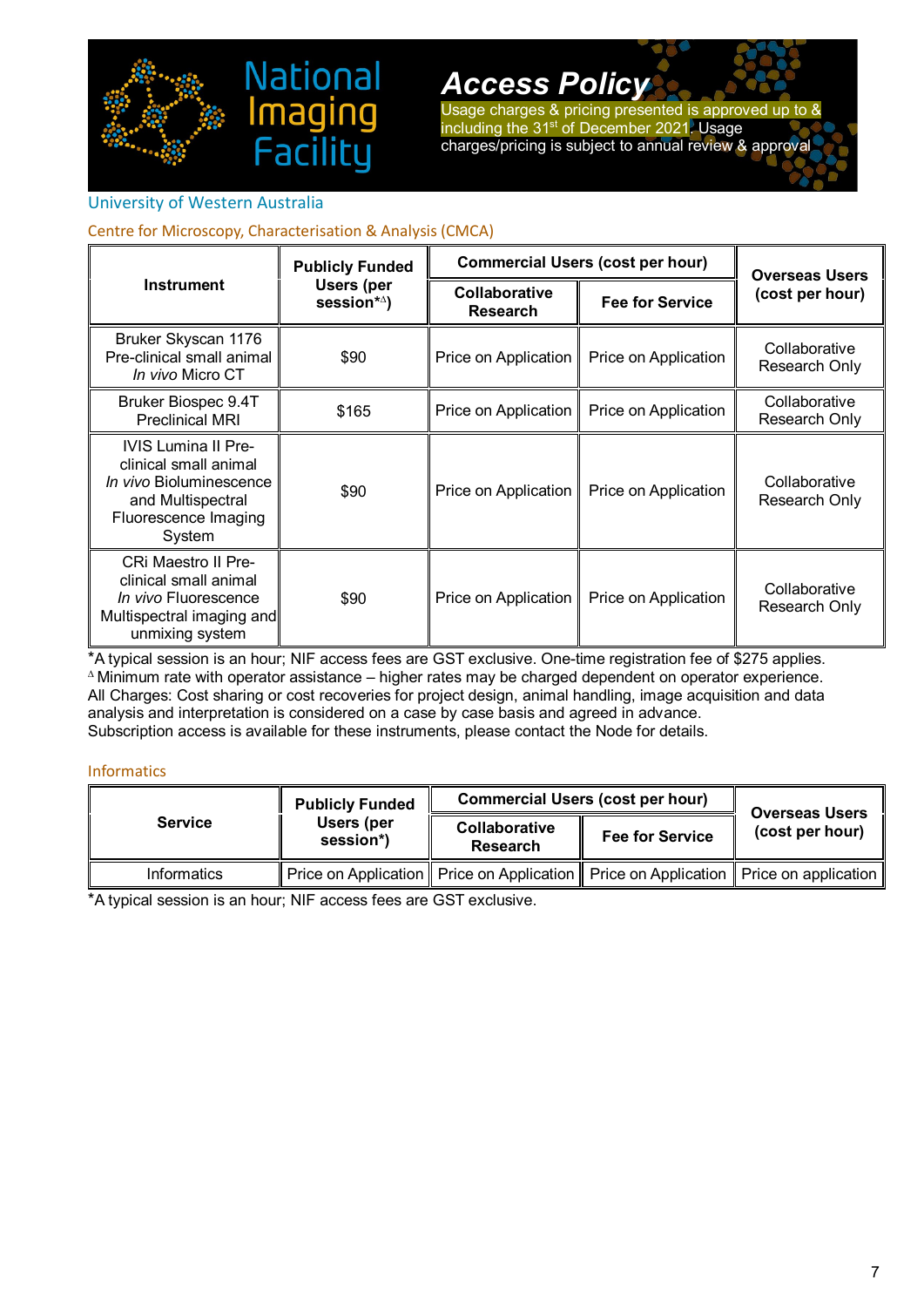# National Imaging Facility

## Access Policy

Usage charges & pricing presented is approved up to & including the 31st of December 2021. Usage charges/pricing is subject to annual review & approval

## University of Western Australia

### Centre for Microscopy, Characterisation & Analysis (CMCA)

| Instrument | Publicly Funded Users (per session*Δ) | Commercial Users (cost per hour) | | Overseas Users (cost per hour) |
|---|---|---|---|---|
| | | Collaborative Research | Fee for Service | |
| Bruker Skyscan 1176 Pre-clinical small animal *In vivo* Micro CT | $90 | Price on Application | Price on Application | Collaborative Research Only |
| Bruker Biospec 9.4T Preclinical MRI | $165 | Price on Application | Price on Application | Collaborative Research Only |
| IVIS Lumina II Pre-clinical small animal *In vivo* Bioluminescence and Multispectral Fluorescence Imaging System | $90 | Price on Application | Price on Application | Collaborative Research Only |
| CRi Maestro II Pre-clinical small animal *In vivo* Fluorescence Multispectral imaging and unmixing system | $90 | Price on Application | Price on Application | Collaborative Research Only |

*A typical session is an hour; NIF access fees are GST exclusive. One-time registration fee of $275 applies.
Δ Minimum rate with operator assistance – higher rates may be charged dependent on operator experience.
All Charges: Cost sharing or cost recoveries for project design, animal handling, image acquisition and data analysis and interpretation is considered on a case by case basis and agreed in advance.
Subscription access is available for these instruments, please contact the Node for details.

### Informatics

| Service | Publicly Funded Users (per session*) | Commercial Users (cost per hour) | | Overseas Users (cost per hour) |
|---|---|---|---|---|
| | | Collaborative Research | Fee for Service | |
| Informatics | Price on Application | Price on Application | Price on Application | Price on application |

*A typical session is an hour; NIF access fees are GST exclusive.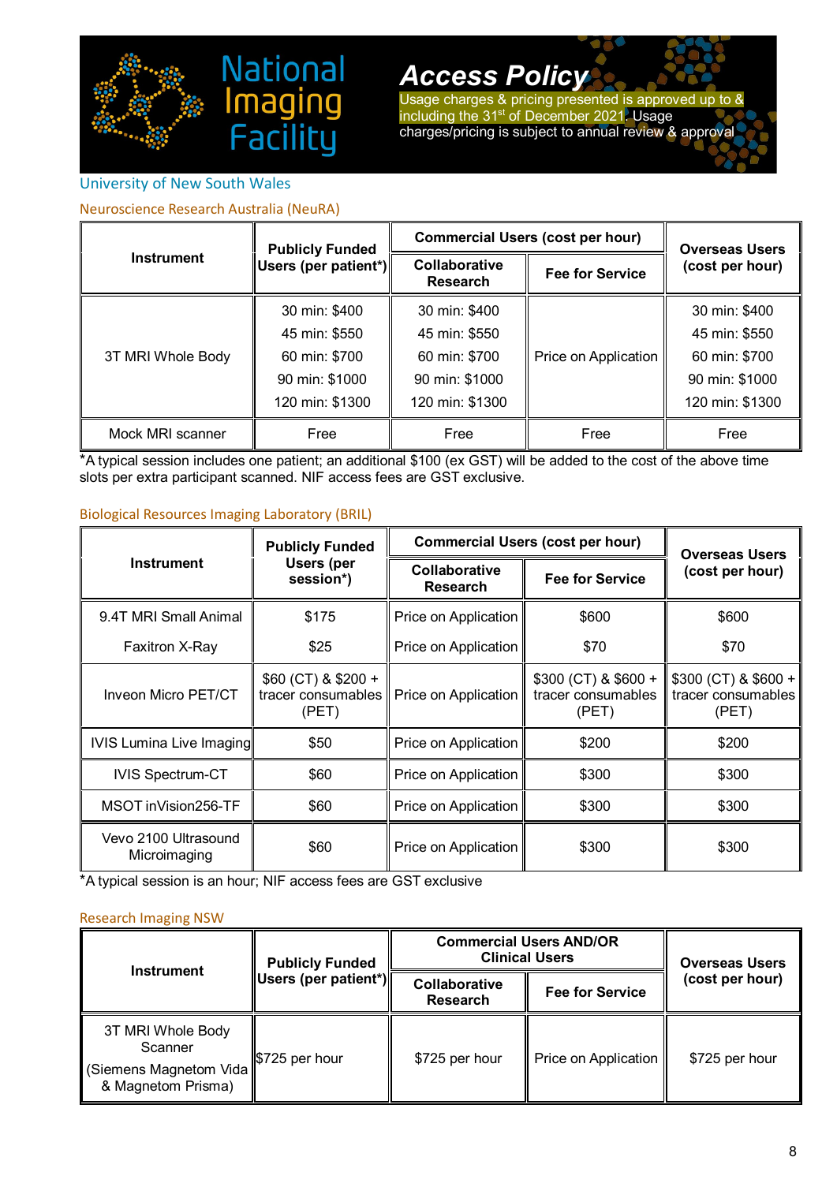# National Imaging Facility

## Access Policy

Usage charges & pricing presented is approved up to & including the 31st of December 2021. Usage charges/pricing is subject to annual review & approval

## University of New South Wales

### Neuroscience Research Australia (NeuRA)

| Instrument | Publicly Funded Users (per patient*) | Commercial Users (cost per hour) | | Overseas Users (cost per hour) |
|---|---|---|---|---|
| | | Collaborative Research | Fee for Service | |
| 3T MRI Whole Body | 30 min: $400<br>45 min: $550<br>60 min: $700<br>90 min: $1000<br>120 min: $1300 | 30 min: $400<br>45 min: $550<br>60 min: $700<br>90 min: $1000<br>120 min: $1300 | Price on Application | 30 min: $400<br>45 min: $550<br>60 min: $700<br>90 min: $1000<br>120 min: $1300 |
| Mock MRI scanner | Free | Free | Free | Free |

*A typical session includes one patient; an additional $100 (ex GST) will be added to the cost of the above time slots per extra participant scanned. NIF access fees are GST exclusive.

### Biological Resources Imaging Laboratory (BRIL)

| Instrument | Publicly Funded Users (per session*) | Commercial Users (cost per hour) | | Overseas Users (cost per hour) |
|---|---|---|---|---|
| | | Collaborative Research | Fee for Service | |
| 9.4T MRI Small Animal | $175 | Price on Application | $600 | $600 |
| Faxitron X-Ray | $25 | Price on Application | $70 | $70 |
| Inveon Micro PET/CT | $60 (CT) & $200 + tracer consumables (PET) | Price on Application | $300 (CT) & $600 + tracer consumables (PET) | $300 (CT) & $600 + tracer consumables (PET) |
| IVIS Lumina Live Imaging | $50 | Price on Application | $200 | $200 |
| IVIS Spectrum-CT | $60 | Price on Application | $300 | $300 |
| MSOT inVision256-TF | $60 | Price on Application | $300 | $300 |
| Vevo 2100 Ultrasound Microimaging | $60 | Price on Application | $300 | $300 |

*A typical session is an hour; NIF access fees are GST exclusive

### Research Imaging NSW

| Instrument | Publicly Funded Users (per patient*) | Commercial Users AND/OR Clinical Users | | Overseas Users (cost per hour) |
|---|---|---|---|---|
| | | Collaborative Research | Fee for Service | |
| 3T MRI Whole Body Scanner (Siemens Magnetom Vida & Magnetom Prisma) | $725 per hour | $725 per hour | Price on Application | $725 per hour |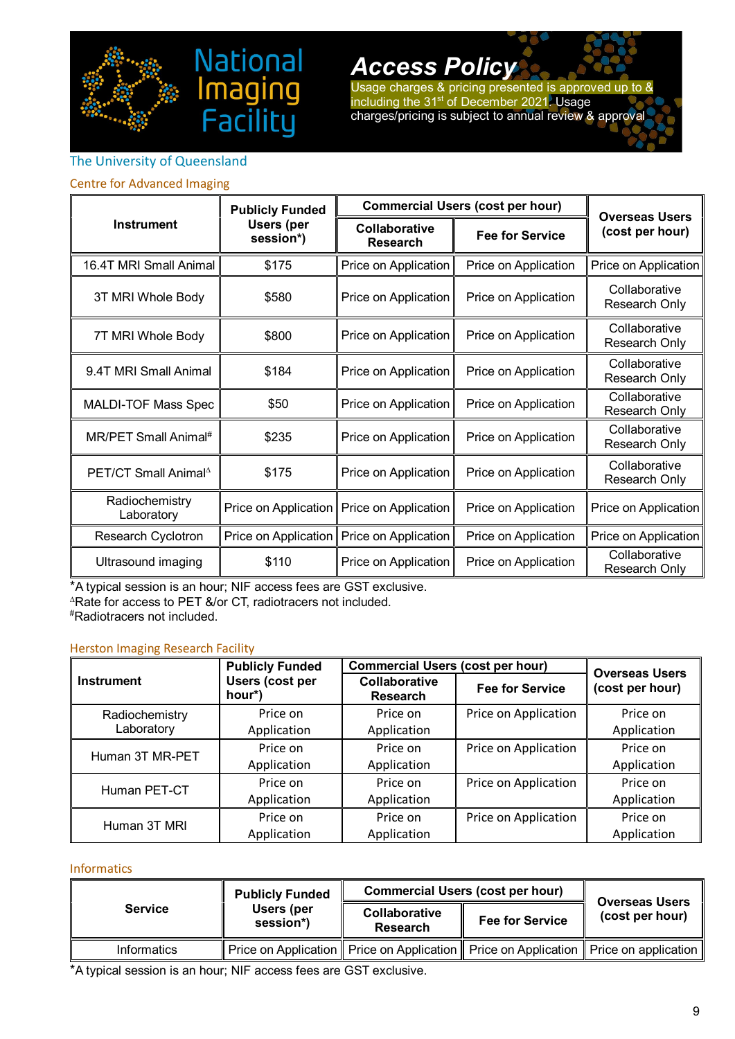National Imaging Facility

**Access Policy**

Usage charges & pricing presented is approved up to & including the 31st of December 2021. Usage charges/pricing is subject to annual review & approval

The University of Queensland

Centre for Advanced Imaging

| Instrument | Publicly Funded Users (per session*) | Commercial Users (cost per hour) | | Overseas Users (cost per hour) |
|---|---|---|---|---|
| | | Collaborative Research | Fee for Service | |
| 16.4T MRI Small Animal | $175 | Price on Application | Price on Application | Price on Application |
| 3T MRI Whole Body | $580 | Price on Application | Price on Application | Collaborative Research Only |
| 7T MRI Whole Body | $800 | Price on Application | Price on Application | Collaborative Research Only |
| 9.4T MRI Small Animal | $184 | Price on Application | Price on Application | Collaborative Research Only |
| MALDI-TOF Mass Spec | $50 | Price on Application | Price on Application | Collaborative Research Only |
| MR/PET Small Animal# | $235 | Price on Application | Price on Application | Collaborative Research Only |
| PET/CT Small Animal△ | $175 | Price on Application | Price on Application | Collaborative Research Only |
| Radiochemistry Laboratory | Price on Application | Price on Application | Price on Application | Price on Application |
| Research Cyclotron | Price on Application | Price on Application | Price on Application | Price on Application |
| Ultrasound imaging | $110 | Price on Application | Price on Application | Collaborative Research Only |

*A typical session is an hour; NIF access fees are GST exclusive.
△Rate for access to PET &/or CT, radiotracers not included.
#Radiotracers not included.

Herston Imaging Research Facility

| Instrument | Publicly Funded Users (cost per hour*) | Commercial Users (cost per hour) | | Overseas Users (cost per hour) |
|---|---|---|---|---|
| | | Collaborative Research | Fee for Service | |
| Radiochemistry Laboratory | Price on Application | Price on Application | Price on Application | Price on Application |
| Human 3T MR-PET | Price on Application | Price on Application | Price on Application | Price on Application |
| Human PET-CT | Price on Application | Price on Application | Price on Application | Price on Application |
| Human 3T MRI | Price on Application | Price on Application | Price on Application | Price on Application |

Informatics

| Service | Publicly Funded Users (per session*) | Commercial Users (cost per hour) | | Overseas Users (cost per hour) |
|---|---|---|---|---|
| | | Collaborative Research | Fee for Service | |
| Informatics | Price on Application | Price on Application | Price on Application | Price on application |

*A typical session is an hour; NIF access fees are GST exclusive.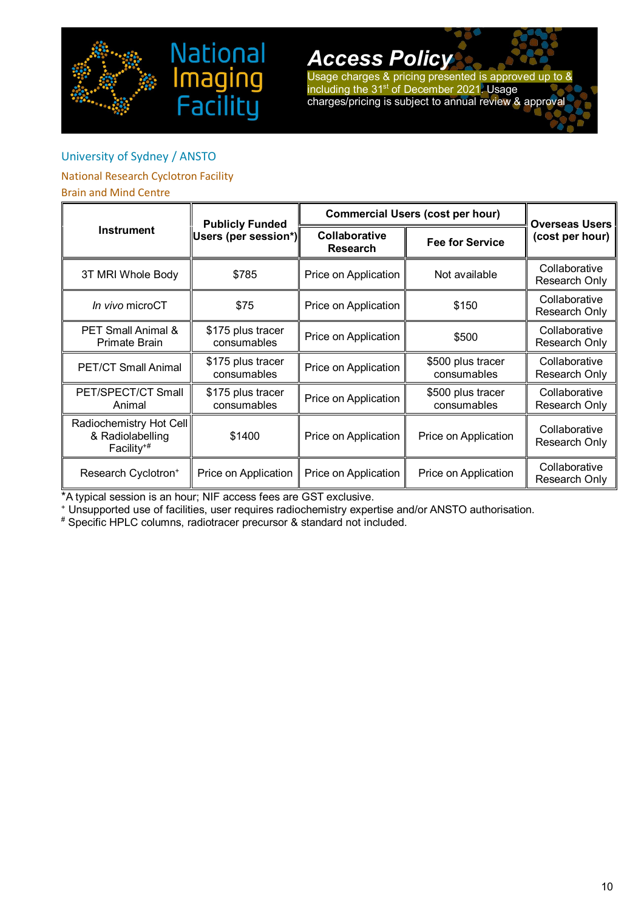National Imaging Facility

# Access Policy

Usage charges & pricing presented is approved up to & including the 31st of December 2021. Usage charges/pricing is subject to annual review & approval

## University of Sydney / ANSTO

### National Research Cyclotron Facility

### Brain and Mind Centre

| Instrument | Publicly Funded Users (per session*) | Commercial Users (cost per hour) | | Overseas Users (cost per hour) |
|---|---|---|---|---|
| | | Collaborative Research | Fee for Service | |
| 3T MRI Whole Body | $785 | Price on Application | Not available | Collaborative Research Only |
| *In vivo* microCT | $75 | Price on Application | $150 | Collaborative Research Only |
| PET Small Animal & Primate Brain | $175 plus tracer consumables | Price on Application | $500 | Collaborative Research Only |
| PET/CT Small Animal | $175 plus tracer consumables | Price on Application | $500 plus tracer consumables | Collaborative Research Only |
| PET/SPECT/CT Small Animal | $175 plus tracer consumables | Price on Application | $500 plus tracer consumables | Collaborative Research Only |
| Radiochemistry Hot Cell & Radiolabelling Facility+# | $1400 | Price on Application | Price on Application | Collaborative Research Only |
| Research Cyclotron+ | Price on Application | Price on Application | Price on Application | Collaborative Research Only |

*A typical session is an hour; NIF access fees are GST exclusive.

+ Unsupported use of facilities, user requires radiochemistry expertise and/or ANSTO authorisation.

# Specific HPLC columns, radiotracer precursor & standard not included.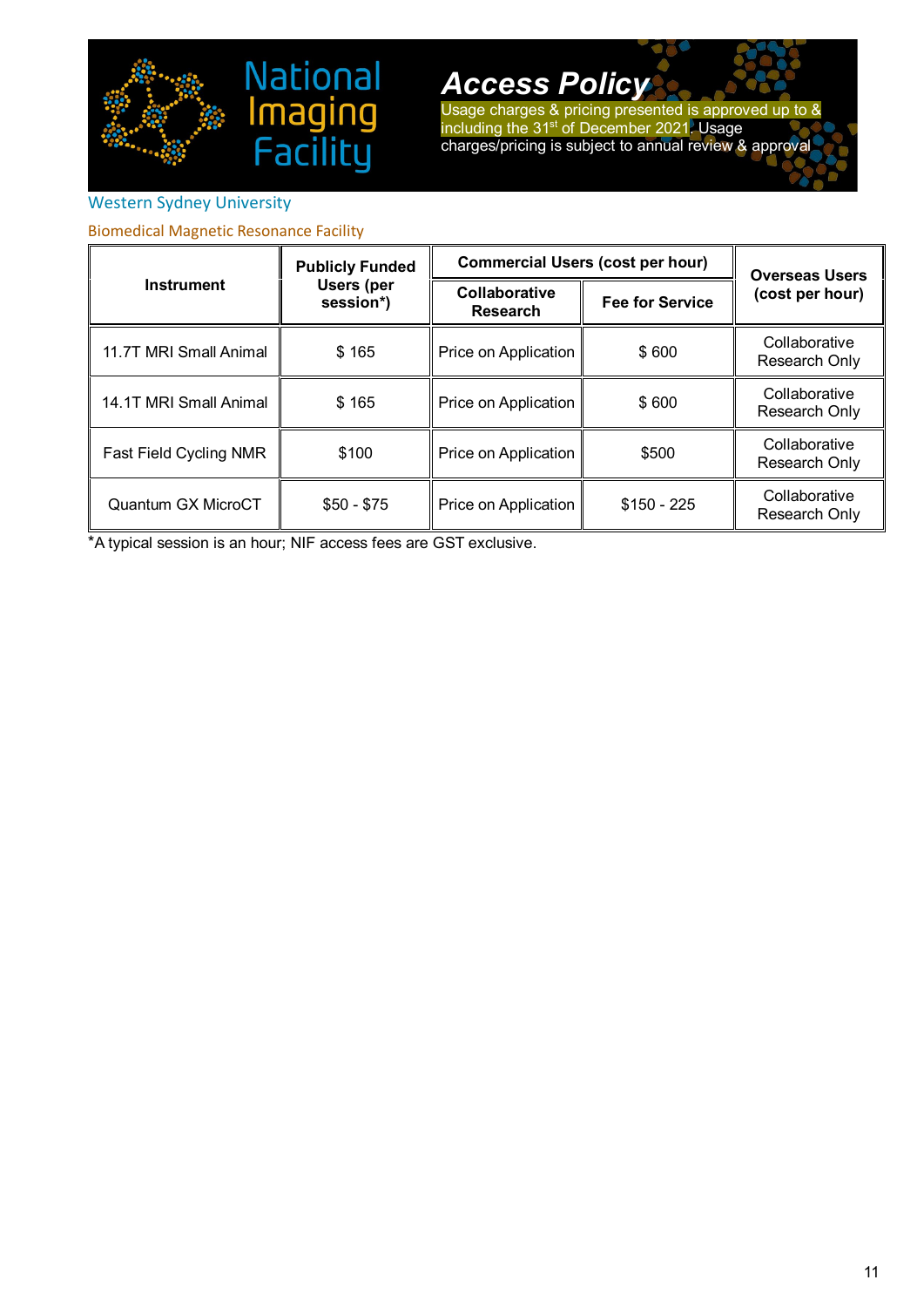# National Imaging Facility

## Access Policy

Usage charges & pricing presented is approved up to & including the 31st of December 2021. Usage charges/pricing is subject to annual review & approval

Western Sydney University

Biomedical Magnetic Resonance Facility

| Instrument | Publicly Funded Users (per session*) | Commercial Users (cost per hour) | | Overseas Users (cost per hour) |
|---|---|---|---|---|
| | | Collaborative Research | Fee for Service | |
| 11.7T MRI Small Animal | $ 165 | Price on Application | $ 600 | Collaborative Research Only |
| 14.1T MRI Small Animal | $ 165 | Price on Application | $ 600 | Collaborative Research Only |
| Fast Field Cycling NMR | $100 | Price on Application | $500 | Collaborative Research Only |
| Quantum GX MicroCT | $50 - $75 | Price on Application | $150 - 225 | Collaborative Research Only |

*A typical session is an hour; NIF access fees are GST exclusive.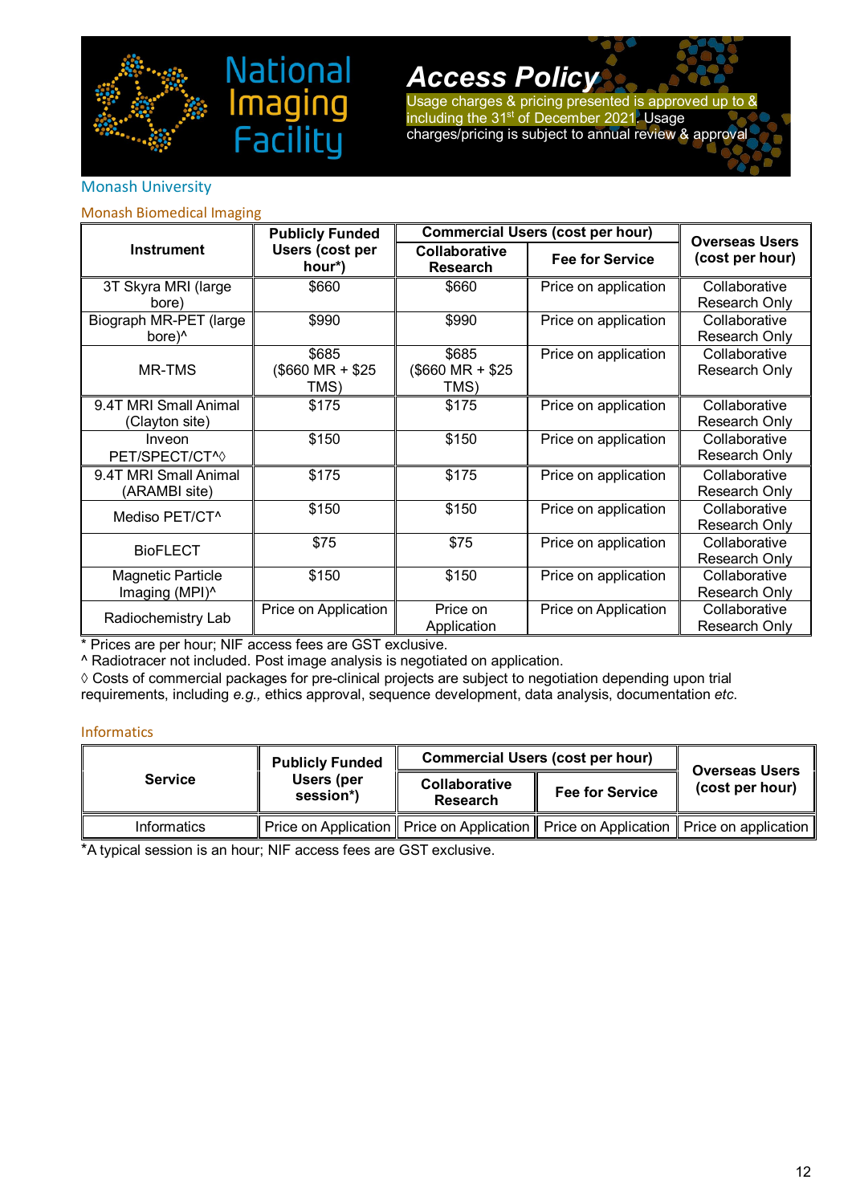# National Imaging Facility

## Access Policy

Usage charges & pricing presented is approved up to & including the 31st of December 2021. Usage charges/pricing is subject to annual review & approval

### Monash University

#### Monash Biomedical Imaging

| Instrument | Publicly Funded Users (cost per hour*) | Commercial Users (cost per hour) | | Overseas Users (cost per hour) |
|---|---|---|---|---|
| | | Collaborative Research | Fee for Service | |
| 3T Skyra MRI (large bore) | $660 | $660 | Price on application | Collaborative Research Only |
| Biograph MR-PET (large bore)^ | $990 | $990 | Price on application | Collaborative Research Only |
| MR-TMS | $685 ($660 MR + $25 TMS) | $685 ($660 MR + $25 TMS) | Price on application | Collaborative Research Only |
| 9.4T MRI Small Animal (Clayton site) | $175 | $175 | Price on application | Collaborative Research Only |
| Inveon PET/SPECT/CT^◊ | $150 | $150 | Price on application | Collaborative Research Only |
| 9.4T MRI Small Animal (ARAMBI site) | $175 | $175 | Price on application | Collaborative Research Only |
| Mediso PET/CT^ | $150 | $150 | Price on application | Collaborative Research Only |
| BioFLECT | $75 | $75 | Price on application | Collaborative Research Only |
| Magnetic Particle Imaging (MPI)^ | $150 | $150 | Price on application | Collaborative Research Only |
| Radiochemistry Lab | Price on Application | Price on Application | Price on Application | Collaborative Research Only |

\* Prices are per hour; NIF access fees are GST exclusive.
^ Radiotracer not included. Post image analysis is negotiated on application.
◊ Costs of commercial packages for pre-clinical projects are subject to negotiation depending upon trial requirements, including *e.g.,* ethics approval, sequence development, data analysis, documentation *etc*.

#### Informatics

| Service | Publicly Funded Users (per session*) | Commercial Users (cost per hour) | | Overseas Users (cost per hour) |
|---|---|---|---|---|
| | | Collaborative Research | Fee for Service | |
| Informatics | Price on Application | Price on Application | Price on Application | Price on application |

*A typical session is an hour; NIF access fees are GST exclusive.